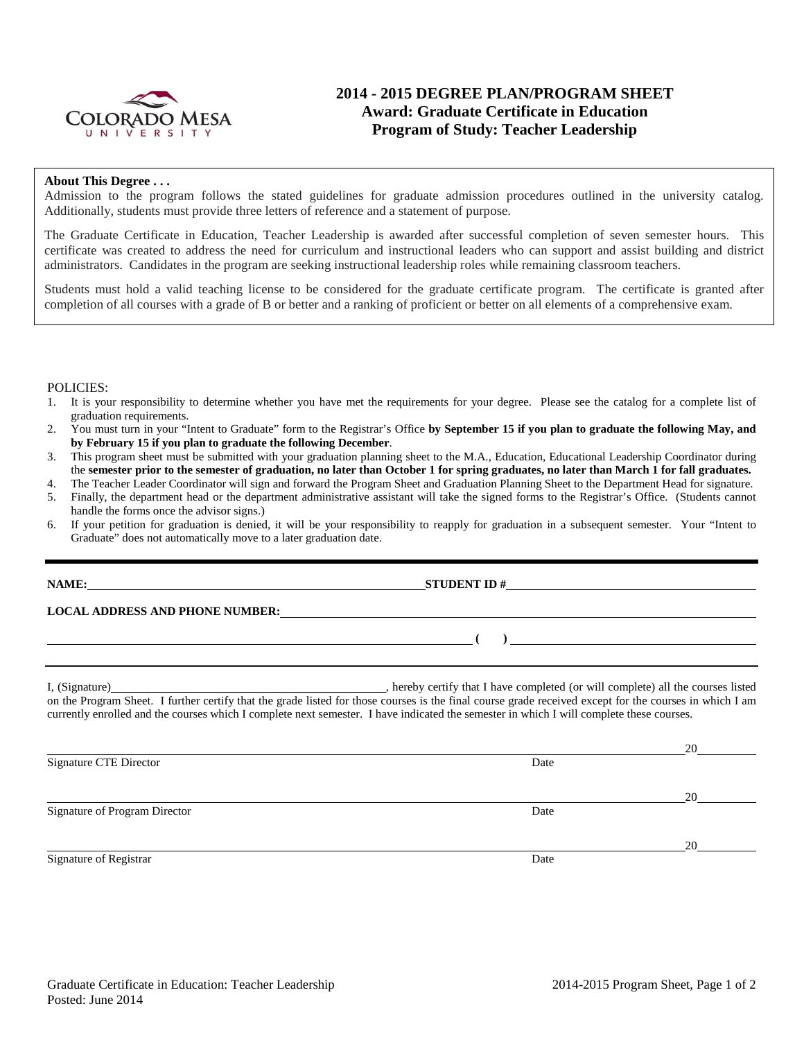# 2014 - 2015 DEGREE PLAN/PROGRAM SHEET
## Award: Graduate Certificate in Education
## Program of Study: Teacher Leadership

**About This Degree . . .**

Admission to the program follows the stated guidelines for graduate admission procedures outlined in the university catalog. Additionally, students must provide three letters of reference and a statement of purpose.

The Graduate Certificate in Education, Teacher Leadership is awarded after successful completion of seven semester hours. This certificate was created to address the need for curriculum and instructional leaders who can support and assist building and district administrators. Candidates in the program are seeking instructional leadership roles while remaining classroom teachers.

Students must hold a valid teaching license to be considered for the graduate certificate program. The certificate is granted after completion of all courses with a grade of B or better and a ranking of proficient or better on all elements of a comprehensive exam.

POLICIES:

1. It is your responsibility to determine whether you have met the requirements for your degree. Please see the catalog for a complete list of graduation requirements.
2. You must turn in your "Intent to Graduate" form to the Registrar's Office **by September 15 if you plan to graduate the following May, and by February 15 if you plan to graduate the following December**.
3. This program sheet must be submitted with your graduation planning sheet to the M.A., Education, Educational Leadership Coordinator during the **semester prior to the semester of graduation, no later than October 1 for spring graduates, no later than March 1 for fall graduates.**
4. The Teacher Leader Coordinator will sign and forward the Program Sheet and Graduation Planning Sheet to the Department Head for signature.
5. Finally, the department head or the department administrative assistant will take the signed forms to the Registrar's Office. (Students cannot handle the forms once the advisor signs.)
6. If your petition for graduation is denied, it will be your responsibility to reapply for graduation in a subsequent semester. Your "Intent to Graduate" does not automatically move to a later graduation date.

**NAME:** ______________________________ **STUDENT ID #** ______________________________

**LOCAL ADDRESS AND PHONE NUMBER:** ______________________________

______________________________ **( )** ______________________________

I, (Signature) ______________________________, hereby certify that I have completed (or will complete) all the courses listed on the Program Sheet. I further certify that the grade listed for those courses is the final course grade received except for the courses in which I am currently enrolled and the courses which I complete next semester. I have indicated the semester in which I will complete these courses.

______________________________ 20______
Signature CTE Director — Date

______________________________ 20______
Signature of Program Director — Date

______________________________ 20______
Signature of Registrar — Date

Graduate Certificate in Education: Teacher Leadership
Posted: June 2014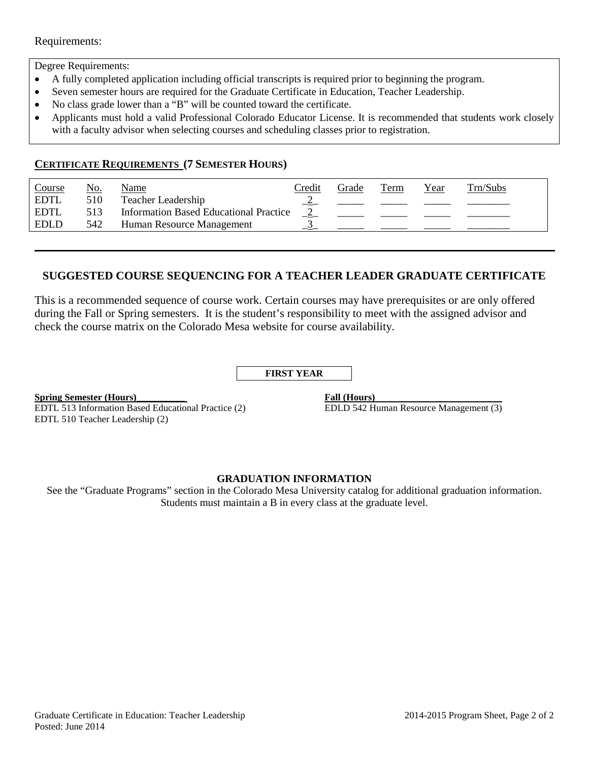Requirements:

Degree Requirements:

- A fully completed application including official transcripts is required prior to beginning the program.
- Seven semester hours are required for the Graduate Certificate in Education, Teacher Leadership.
- No class grade lower than a "B" will be counted toward the certificate.
- Applicants must hold a valid Professional Colorado Educator License. It is recommended that students work closely with a faculty advisor when selecting courses and scheduling classes prior to registration.

## CERTIFICATE REQUIREMENTS (7 SEMESTER HOURS)

| Course | No. | Name | Credit | Grade | Term | Year | Trn/Subs |
|---|---|---|---|---|---|---|---|
| EDTL | 510 | Teacher Leadership | 2 | | | | |
| EDTL | 513 | Information Based Educational Practice | 2 | | | | |
| EDLD | 542 | Human Resource Management | 3 | | | | |

## SUGGESTED COURSE SEQUENCING FOR A TEACHER LEADER GRADUATE CERTIFICATE

This is a recommended sequence of course work. Certain courses may have prerequisites or are only offered during the Fall or Spring semesters. It is the student's responsibility to meet with the assigned advisor and check the course matrix on the Colorado Mesa website for course availability.

### FIRST YEAR

**Spring Semester (Hours)**

EDTL 513 Information Based Educational Practice (2)

EDTL 510 Teacher Leadership (2)

**Fall (Hours)**

EDLD 542 Human Resource Management (3)

### GRADUATION INFORMATION

See the "Graduate Programs" section in the Colorado Mesa University catalog for additional graduation information. Students must maintain a B in every class at the graduate level.

Graduate Certificate in Education: Teacher Leadership

Posted: June 2014